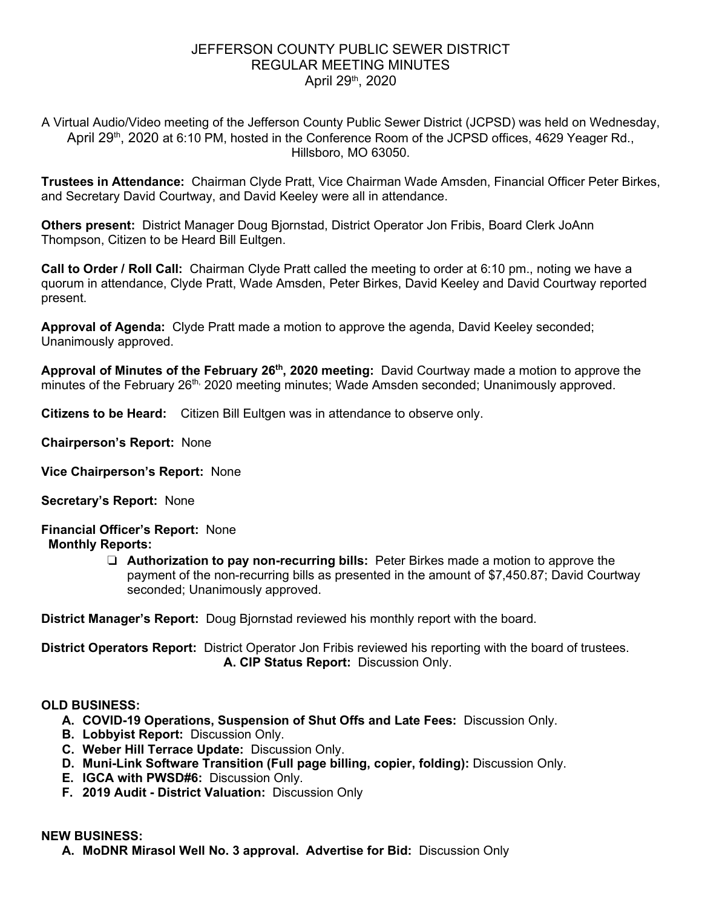# JEFFERSON COUNTY PUBLIC SEWER DISTRICT
## REGULAR MEETING MINUTES
### April 29th, 2020

A Virtual Audio/Video meeting of the Jefferson County Public Sewer District (JCPSD) was held on Wednesday, April 29th, 2020 at 6:10 PM, hosted in the Conference Room of the JCPSD offices, 4629 Yeager Rd., Hillsboro, MO 63050.

**Trustees in Attendance:** Chairman Clyde Pratt, Vice Chairman Wade Amsden, Financial Officer Peter Birkes, and Secretary David Courtway, and David Keeley were all in attendance.

**Others present:** District Manager Doug Bjornstad, District Operator Jon Fribis, Board Clerk JoAnn Thompson, Citizen to be Heard Bill Eultgen.

**Call to Order / Roll Call:** Chairman Clyde Pratt called the meeting to order at 6:10 pm., noting we have a quorum in attendance, Clyde Pratt, Wade Amsden, Peter Birkes, David Keeley and David Courtway reported present.

**Approval of Agenda:** Clyde Pratt made a motion to approve the agenda, David Keeley seconded; Unanimously approved.

**Approval of Minutes of the February 26th, 2020 meeting:** David Courtway made a motion to approve the minutes of the February 26th, 2020 meeting minutes; Wade Amsden seconded; Unanimously approved.

**Citizens to be Heard:** Citizen Bill Eultgen was in attendance to observe only.

**Chairperson's Report:** None

**Vice Chairperson's Report:** None

**Secretary's Report:** None

**Financial Officer's Report:** None

**Monthly Reports:**

- ❑ **Authorization to pay non-recurring bills:** Peter Birkes made a motion to approve the payment of the non-recurring bills as presented in the amount of $7,450.87; David Courtway seconded; Unanimously approved.

**District Manager's Report:** Doug Bjornstad reviewed his monthly report with the board.

**District Operators Report:** District Operator Jon Fribis reviewed his reporting with the board of trustees.

**A. CIP Status Report:** Discussion Only.

**OLD BUSINESS:**

- **A. COVID-19 Operations, Suspension of Shut Offs and Late Fees:** Discussion Only.
- **B. Lobbyist Report:** Discussion Only.
- **C. Weber Hill Terrace Update:** Discussion Only.
- **D. Muni-Link Software Transition (Full page billing, copier, folding):** Discussion Only.
- **E. IGCA with PWSD#6:** Discussion Only.
- **F. 2019 Audit - District Valuation:** Discussion Only

**NEW BUSINESS:**

- **A. MoDNR Mirasol Well No. 3 approval. Advertise for Bid:** Discussion Only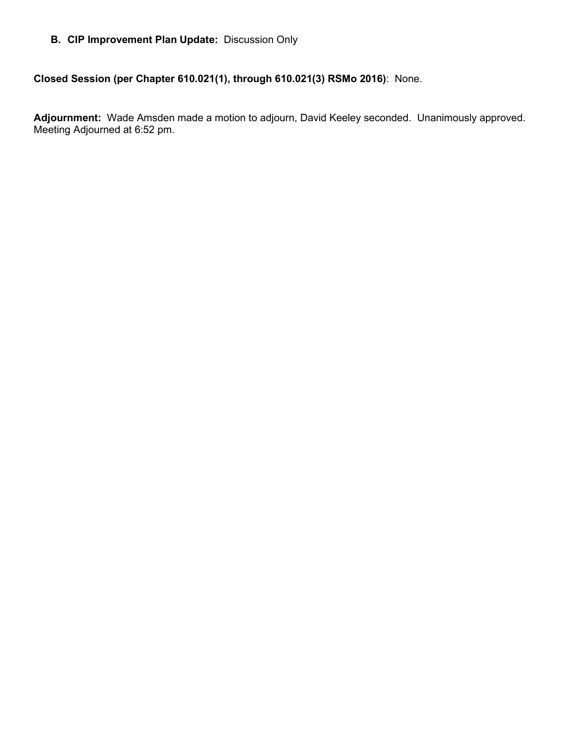**B. CIP Improvement Plan Update:** Discussion Only

**Closed Session (per Chapter 610.021(1), through 610.021(3) RSMo 2016)**: None.

**Adjournment:** Wade Amsden made a motion to adjourn, David Keeley seconded. Unanimously approved. Meeting Adjourned at 6:52 pm.